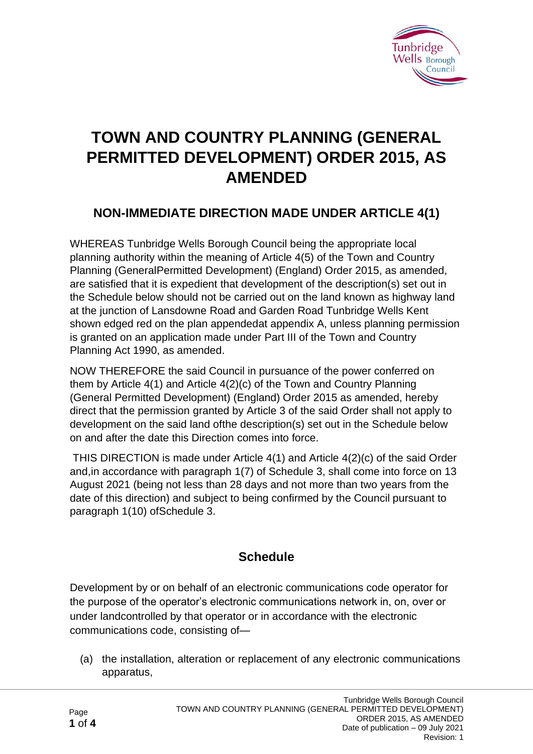# TOWN AND COUNTRY PLANNING (GENERAL PERMITTED DEVELOPMENT) ORDER 2015, AS AMENDED

## NON-IMMEDIATE DIRECTION MADE UNDER ARTICLE 4(1)

WHEREAS Tunbridge Wells Borough Council being the appropriate local planning authority within the meaning of Article 4(5) of the Town and Country Planning (GeneralPermitted Development) (England) Order 2015, as amended, are satisfied that it is expedient that development of the description(s) set out in the Schedule below should not be carried out on the land known as highway land at the junction of Lansdowne Road and Garden Road Tunbridge Wells Kent shown edged red on the plan appendedat appendix A, unless planning permission is granted on an application made under Part III of the Town and Country Planning Act 1990, as amended.

NOW THEREFORE the said Council in pursuance of the power conferred on them by Article 4(1) and Article 4(2)(c) of the Town and Country Planning (General Permitted Development) (England) Order 2015 as amended, hereby direct that the permission granted by Article 3 of the said Order shall not apply to development on the said land ofthe description(s) set out in the Schedule below on and after the date this Direction comes into force.

THIS DIRECTION is made under Article 4(1) and Article 4(2)(c) of the said Order and,in accordance with paragraph 1(7) of Schedule 3, shall come into force on 13 August 2021 (being not less than 28 days and not more than two years from the date of this direction) and subject to being confirmed by the Council pursuant to paragraph 1(10) ofSchedule 3.

## Schedule

Development by or on behalf of an electronic communications code operator for the purpose of the operator's electronic communications network in, on, over or under landcontrolled by that operator or in accordance with the electronic communications code, consisting of—

(a) the installation, alteration or replacement of any electronic communications apparatus,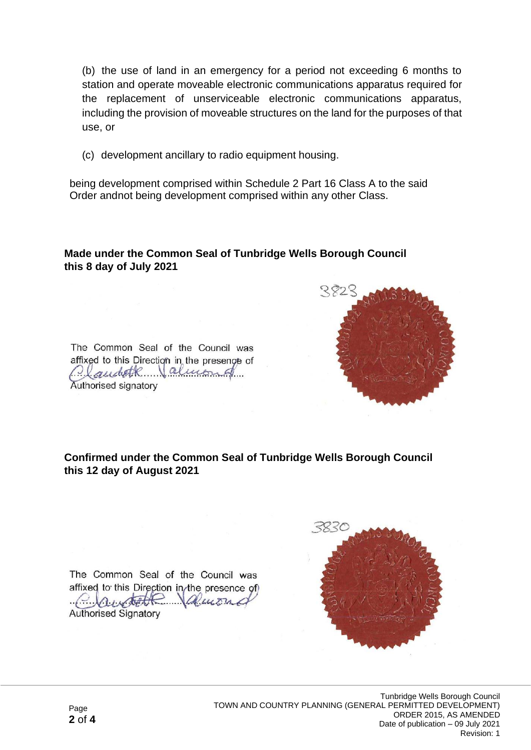(b) the use of land in an emergency for a period not exceeding 6 months to station and operate moveable electronic communications apparatus required for the replacement of unserviceable electronic communications apparatus, including the provision of moveable structures on the land for the purposes of that use, or

(c) development ancillary to radio equipment housing.

being development comprised within Schedule 2 Part 16 Class A to the said Order andnot being development comprised within any other Class.

**Made under the Common Seal of Tunbridge Wells Borough Council this 8 day of July 2021**

The Common Seal of the Council was affixed to this Direction in the presence of

Claudette Valmond

Authorised signatory

3823

**Confirmed under the Common Seal of Tunbridge Wells Borough Council this 12 day of August 2021**

The Common Seal of the Council was affixed to this Direction in the presence of

Claudette Valmond

Authorised Signatory

3830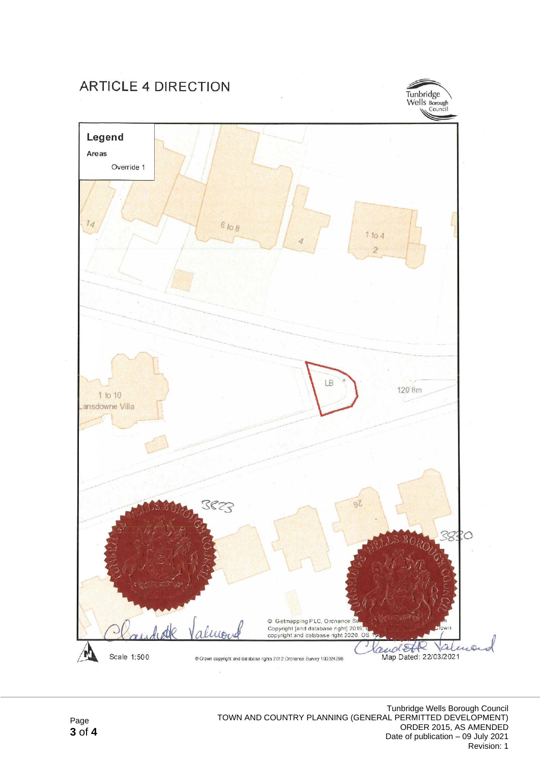# ARTICLE 4 DIRECTION

Tunbridge Wells Borough Council

**Legend**

**Areas**

Override 1

14

6 to 8

4

1 to 4

2

LB

120.8m

1 to 10

Lansdowne Villa

3823

26

3830

© Getmapping PLC, Ordnance Survey Copyright [and database right] 2019, Crown copyright and database right 2020. OS

Scale 1:500

© Crown copyright and database rights 2012 Ordnance Survey 100024298

Map Dated: 22/03/2021

Tunbridge Wells Borough Council
TOWN AND COUNTRY PLANNING (GENERAL PERMITTED DEVELOPMENT) ORDER 2015, AS AMENDED
Date of publication – 09 July 2021
Revision: 1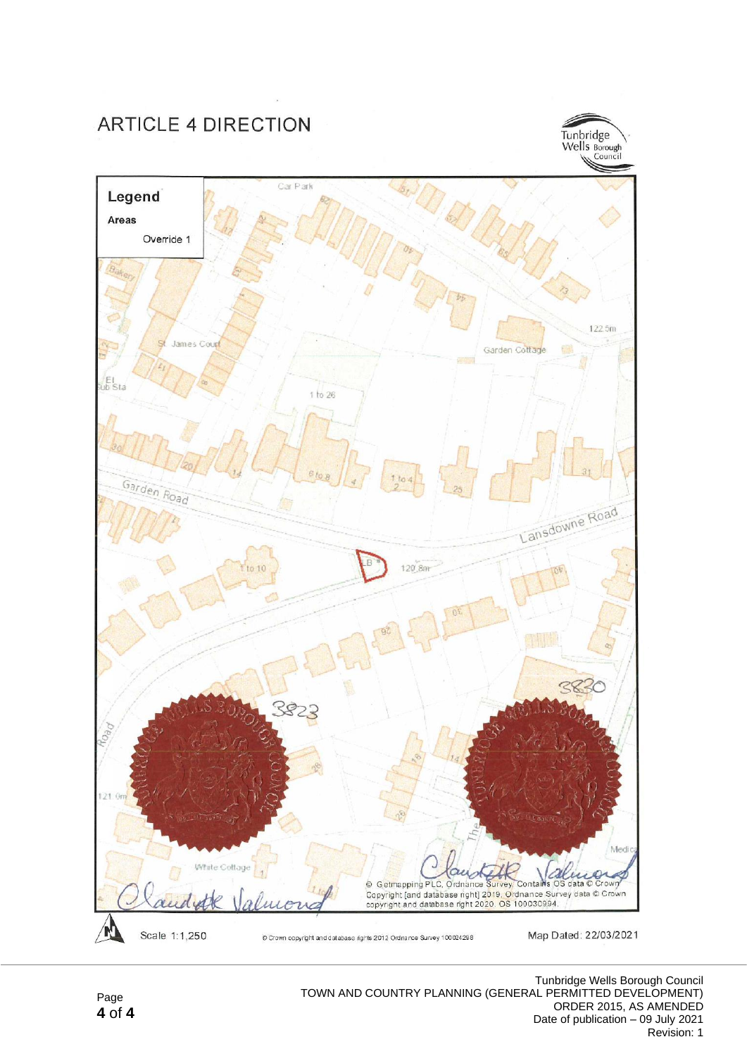# ARTICLE 4 DIRECTION

Tunbridge Wells Borough Council

**Legend**

**Areas**

Override 1

© Getmapping PLC, Ordnance Survey. Contains OS data © Crown Copyright [and database right] 2019, Ordnance Survey data © Crown copyright and database right 2020. OS 100030994.

Scale 1:1,250

© Crown copyright and database rights 2012 Ordnance Survey 100024298

Map Dated: 22/03/2021

Tunbridge Wells Borough Council
TOWN AND COUNTRY PLANNING (GENERAL PERMITTED DEVELOPMENT) ORDER 2015, AS AMENDED
Date of publication – 09 July 2021
Revision: 1